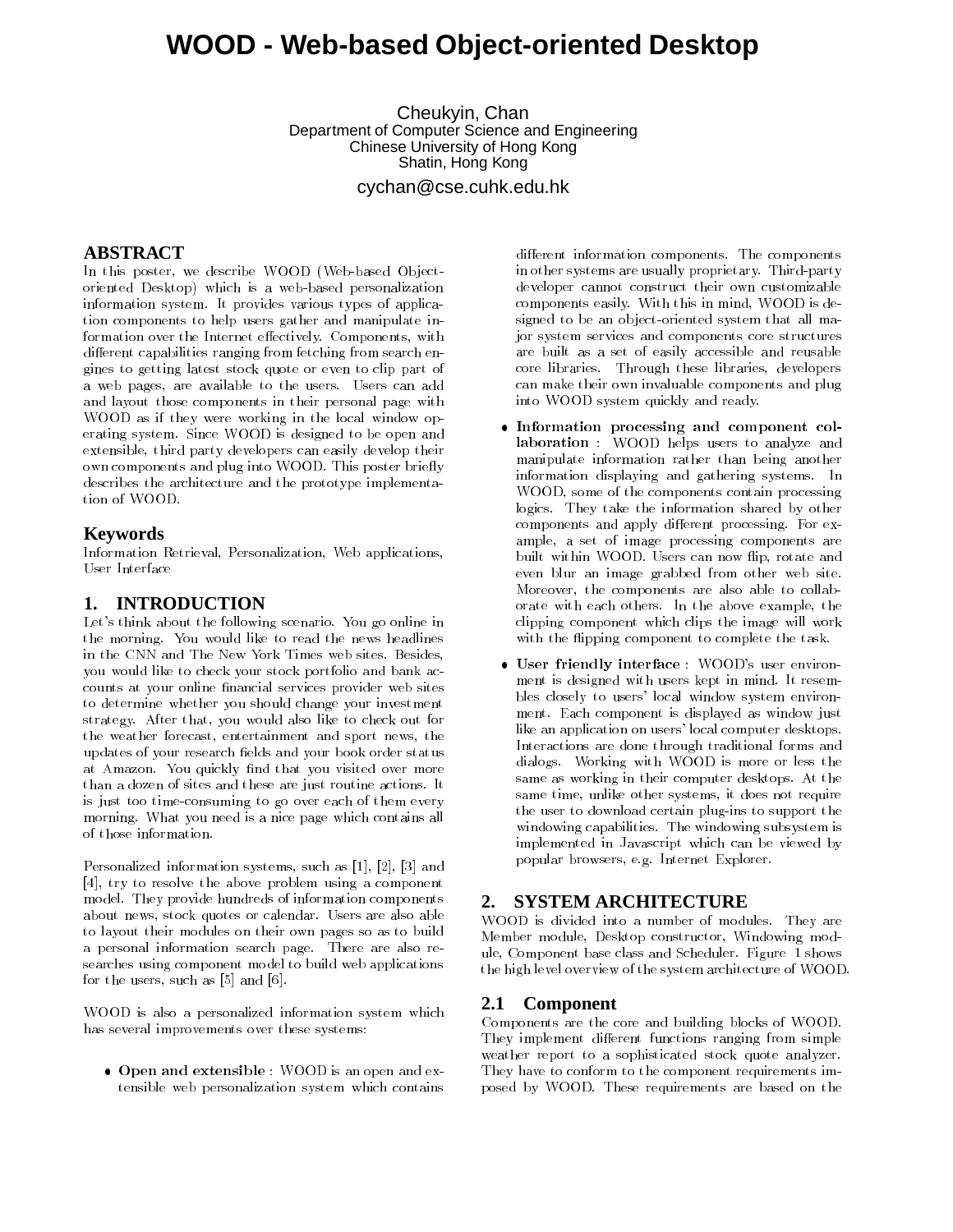# WOOD - Web-based Object-oriented Desktop

Cheukyin, Chan
Department of Computer Science and Engineering
Chinese University of Hong Kong
Shatin, Hong Kong
cychan@cse.cuhk.edu.hk

## ABSTRACT

In this poster, we describe WOOD (Web-based Object-oriented Desktop) which is a web-based personalization information system. It provides various types of application components to help users gather and manipulate information over the Internet effectively. Components, with different capabilities ranging from fetching from search engines to getting latest stock quote or even to clip part of a web pages, are available to the users. Users can add and layout those components in their personal page with WOOD as if they were working in the local window operating system. Since WOOD is designed to be open and extensible, third party developers can easily develop their own components and plug into WOOD. This poster briefly describes the architecture and the prototype implementation of WOOD.

## Keywords

Information Retrieval, Personalization, Web applications, User Interface

## 1. INTRODUCTION

Let's think about the following scenario. You go online in the morning. You would like to read the news headlines in the CNN and The New York Times web sites. Besides, you would like to check your stock portfolio and bank accounts at your online financial services provider web sites to determine whether you should change your investment strategy. After that, you would also like to check out for the weather forecast, entertainment and sport news, the updates of your research fields and your book order status at Amazon. You quickly find that you visited over more than a dozen of sites and these are just routine actions. It is just too time-consuming to go over each of them every morning. What you need is a nice page which contains all of those information.

Personalized information systems, such as [1], [2], [3] and [4], try to resolve the above problem using a component model. They provide hundreds of information components about news, stock quotes or calendar. Users are also able to layout their modules on their own pages so as to build a personal information search page. There are also researches using component model to build web applications for the users, such as [5] and [6].

WOOD is also a personalized information system which has several improvements over these systems:

- **Open and extensible** : WOOD is an open and extensible web personalization system which contains different information components. The components in other systems are usually proprietary. Third-party developer cannot construct their own customizable components easily. With this in mind, WOOD is designed to be an object-oriented system that all major system services and components core structures are built as a set of easily accessible and reusable core libraries. Through these libraries, developers can make their own invaluable components and plug into WOOD system quickly and ready.
- **Information processing and component collaboration** : WOOD helps users to analyze and manipulate information rather than being another information displaying and gathering systems. In WOOD, some of the components contain processing logics. They take the information shared by other components and apply different processing. For example, a set of image processing components are built within WOOD. Users can now flip, rotate and even blur an image grabbed from other web site. Moreover, the components are also able to collaborate with each others. In the above example, the clipping component which clips the image will work with the flipping component to complete the task.
- **User friendly interface** : WOOD's user environment is designed with users kept in mind. It resembles closely to users' local window system environment. Each component is displayed as window just like an application on users' local computer desktops. Interactions are done through traditional forms and dialogs. Working with WOOD is more or less the same as working in their computer desktops. At the same time, unlike other systems, it does not require the user to download certain plug-ins to support the windowing capabilities. The windowing subsystem is implemented in Javascript which can be viewed by popular browsers, e.g. Internet Explorer.

## 2. SYSTEM ARCHITECTURE

WOOD is divided into a number of modules. They are Member module, Desktop constructor, Windowing module, Component base class and Scheduler. Figure 1 shows the high level overview of the system architecture of WOOD.

### 2.1 Component

Components are the core and building blocks of WOOD. They implement different functions ranging from simple weather report to a sophisticated stock quote analyzer. They have to conform to the component requirements imposed by WOOD. These requirements are based on the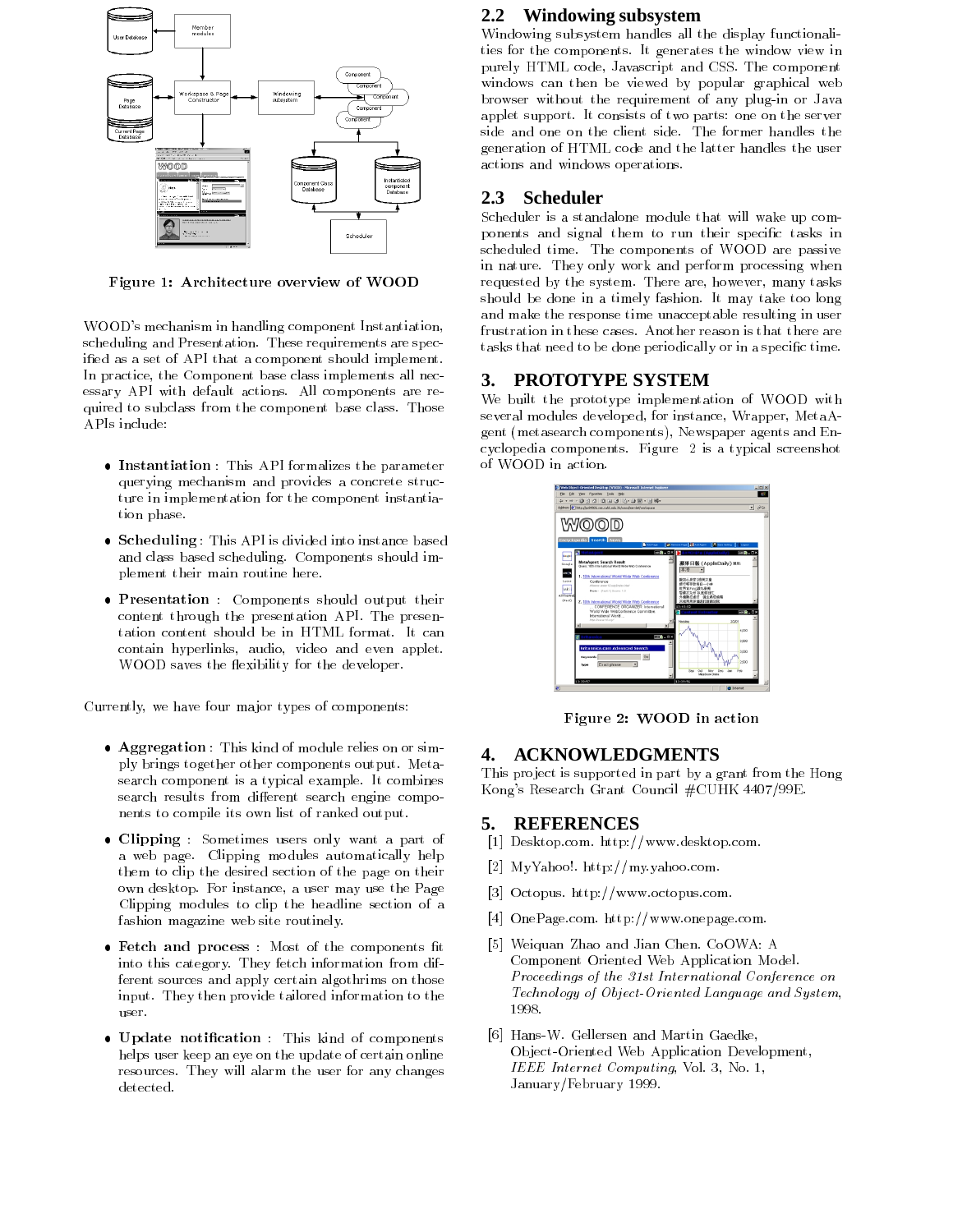Figure 1: Architecture overview of WOOD

WOOD's mechanism in handling component Instantiation, scheduling and Presentation. These requirements are specified as a set of API that a component should implement. In practice, the Component base class implements all necessary API with default actions. All components are required to subclass from the component base class. Those APIs include:

- **Instantiation** : This API formalizes the parameter querying mechanism and provides a concrete structure in implementation for the component instantiation phase.
- **Scheduling** : This API is divided into instance based and class based scheduling. Components should implement their main routine here.
- **Presentation** : Components should output their content through the presentation API. The presentation content should be in HTML format. It can contain hyperlinks, audio, video and even applet. WOOD saves the flexibility for the developer.

Currently, we have four major types of components:

- **Aggregation** : This kind of module relies on or simply brings together other components output. Metasearch component is a typical example. It combines search results from different search engine components to compile its own list of ranked output.
- **Clipping** : Sometimes users only want a part of a web page. Clipping modules automatically help them to clip the desired section of the page on their own desktop. For instance, a user may use the Page Clipping modules to clip the headline section of a fashion magazine web site routinely.
- **Fetch and process** : Most of the components fit into this category. They fetch information from different sources and apply certain algothrims on those input. They then provide tailored information to the user.
- **Update notification** : This kind of components helps user keep an eye on the update of certain online resources. They will alarm the user for any changes detected.

## 2.2 Windowing subsystem

Windowing subsystem handles all the display functionalities for the components. It generates the window view in purely HTML code, Javascript and CSS. The component windows can then be viewed by popular graphical web browser without the requirement of any plug-in or Java applet support. It consists of two parts: one on the server side and one on the client side. The former handles the generation of HTML code and the latter handles the user actions and windows operations.

## 2.3 Scheduler

Scheduler is a standalone module that will wake up components and signal them to run their specific tasks in scheduled time. The components of WOOD are passive in nature. They only work and perform processing when requested by the system. There are, however, many tasks should be done in a timely fashion. It may take too long and make the response time unacceptable resulting in user frustration in these cases. Another reason is that there are tasks that need to be done periodically or in a specific time.

# 3. PROTOTYPE SYSTEM

We built the prototype implementation of WOOD with several modules developed, for instance, Wrapper, MetaAgent (metasearch components), Newspaper agents and Encyclopedia components. Figure 2 is a typical screenshot of WOOD in action.

Figure 2: WOOD in action

# 4. ACKNOWLEDGMENTS

This project is supported in part by a grant from the Hong Kong's Research Grant Council #CUHK 4407/99E.

# 5. REFERENCES

[1] Desktop.com. http://www.desktop.com.

[2] MyYahoo!. http://my.yahoo.com.

[3] Octopus. http://www.octopus.com.

[4] OnePage.com. http://www.onepage.com.

[5] Weiquan Zhao and Jian Chen. CoOWA: A Component Oriented Web Application Model. *Proceedings of the 31st International Conference on Technology of Object-Oriented Language and System*, 1998.

[6] Hans-W. Gellersen and Martin Gaedke, Object-Oriented Web Application Development, *IEEE Internet Computing*, Vol. 3, No. 1, January/February 1999.